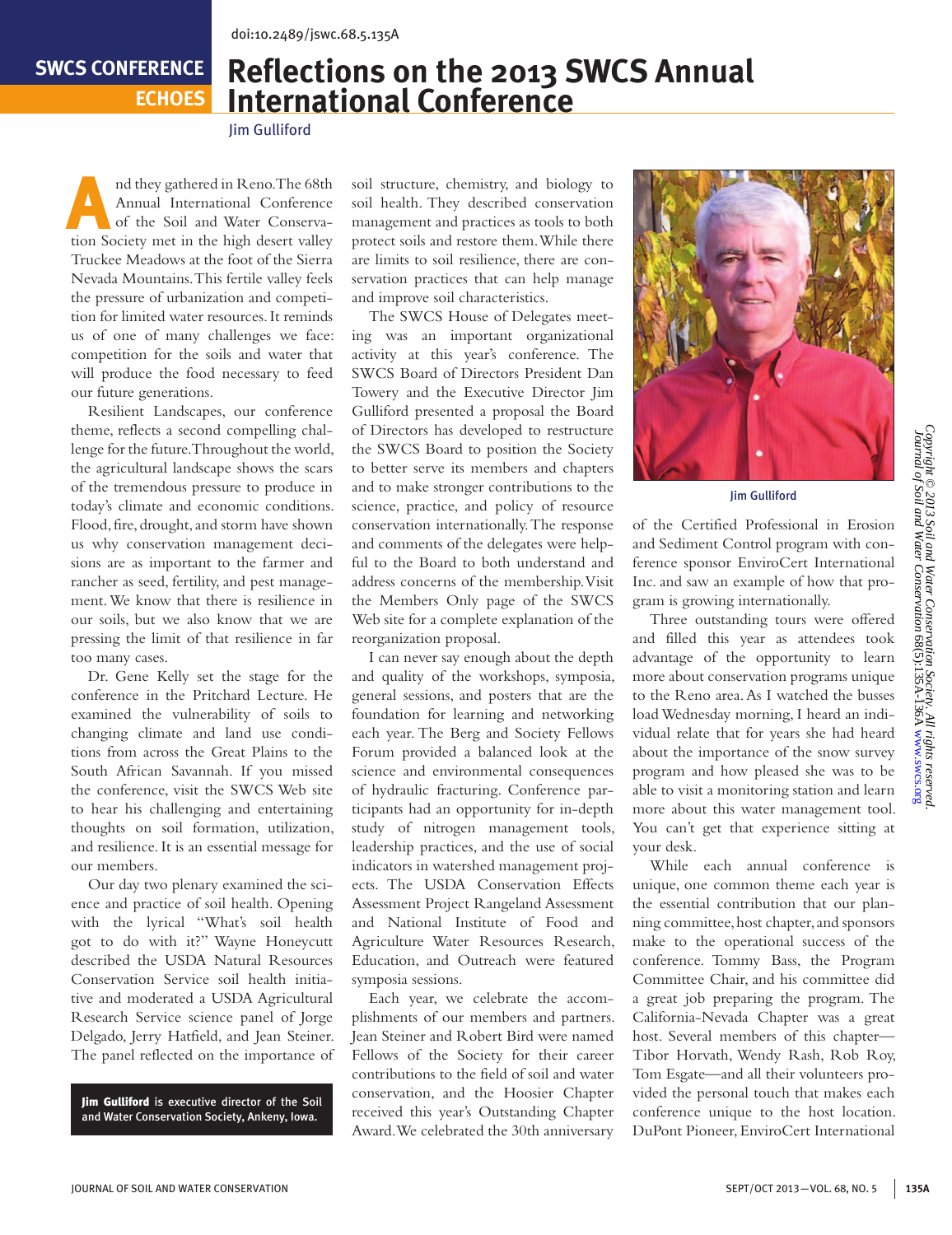doi:10.2489/jswc.68.5.135A

SWCS CONFERENCE ECHOES

# Reflections on the 2013 SWCS Annual International Conference

Jim Gulliford

And they gathered in Reno. The 68th Annual International Conference of the Soil and Water Conservation Society met in the high desert valley Truckee Meadows at the foot of the Sierra Nevada Mountains. This fertile valley feels the pressure of urbanization and competition for limited water resources. It reminds us of one of many challenges we face: competition for the soils and water that will produce the food necessary to feed our future generations.

Resilient Landscapes, our conference theme, reflects a second compelling challenge for the future. Throughout the world, the agricultural landscape shows the scars of the tremendous pressure to produce in today's climate and economic conditions. Flood, fire, drought, and storm have shown us why conservation management decisions are as important to the farmer and rancher as seed, fertility, and pest management. We know that there is resilience in our soils, but we also know that we are pressing the limit of that resilience in far too many cases.

Dr. Gene Kelly set the stage for the conference in the Pritchard Lecture. He examined the vulnerability of soils to changing climate and land use conditions from across the Great Plains to the South African Savannah. If you missed the conference, visit the SWCS Web site to hear his challenging and entertaining thoughts on soil formation, utilization, and resilience. It is an essential message for our members.

Our day two plenary examined the science and practice of soil health. Opening with the lyrical "What's soil health got to do with it?" Wayne Honeycutt described the USDA Natural Resources Conservation Service soil health initiative and moderated a USDA Agricultural Research Service science panel of Jorge Delgado, Jerry Hatfield, and Jean Steiner. The panel reflected on the importance of soil structure, chemistry, and biology to soil health. They described conservation management and practices as tools to both protect soils and restore them. While there are limits to soil resilience, there are conservation practices that can help manage and improve soil characteristics.

The SWCS House of Delegates meeting was an important organizational activity at this year's conference. The SWCS Board of Directors President Dan Towery and the Executive Director Jim Gulliford presented a proposal the Board of Directors has developed to restructure the SWCS Board to position the Society to better serve its members and chapters and to make stronger contributions to the science, practice, and policy of resource conservation internationally. The response and comments of the delegates were helpful to the Board to both understand and address concerns of the membership. Visit the Members Only page of the SWCS Web site for a complete explanation of the reorganization proposal.

I can never say enough about the depth and quality of the workshops, symposia, general sessions, and posters that are the foundation for learning and networking each year. The Berg and Society Fellows Forum provided a balanced look at the science and environmental consequences of hydraulic fracturing. Conference participants had an opportunity for in-depth study of nitrogen management tools, leadership practices, and the use of social indicators in watershed management projects. The USDA Conservation Effects Assessment Project Rangeland Assessment and National Institute of Food and Agriculture Water Resources Research, Education, and Outreach were featured symposia sessions.

Each year, we celebrate the accomplishments of our members and partners. Jean Steiner and Robert Bird were named Fellows of the Society for their career contributions to the field of soil and water conservation, and the Hoosier Chapter received this year's Outstanding Chapter Award. We celebrated the 30th anniversary of the Certified Professional in Erosion and Sediment Control program with conference sponsor EnviroCert International Inc. and saw an example of how that program is growing internationally.

Jim Gulliford

Three outstanding tours were offered and filled this year as attendees took advantage of the opportunity to learn more about conservation programs unique to the Reno area. As I watched the busses load Wednesday morning, I heard an individual relate that for years she had heard about the importance of the snow survey program and how pleased she was to be able to visit a monitoring station and learn more about this water management tool. You can't get that experience sitting at your desk.

While each annual conference is unique, one common theme each year is the essential contribution that our planning committee, host chapter, and sponsors make to the operational success of the conference. Tommy Bass, the Program Committee Chair, and his committee did a great job preparing the program. The California-Nevada Chapter was a great host. Several members of this chapter—Tibor Horvath, Wendy Rash, Rob Roy, Tom Esgate—and all their volunteers provided the personal touch that makes each conference unique to the host location. DuPont Pioneer, EnviroCert International

**Jim Gulliford** is executive director of the Soil and Water Conservation Society, Ankeny, Iowa.

*Copyright © 2013 Soil and Water Conservation Society. All rights reserved. Journal of Soil and Water Conservation 68(5):135A-136A* www.swcs.org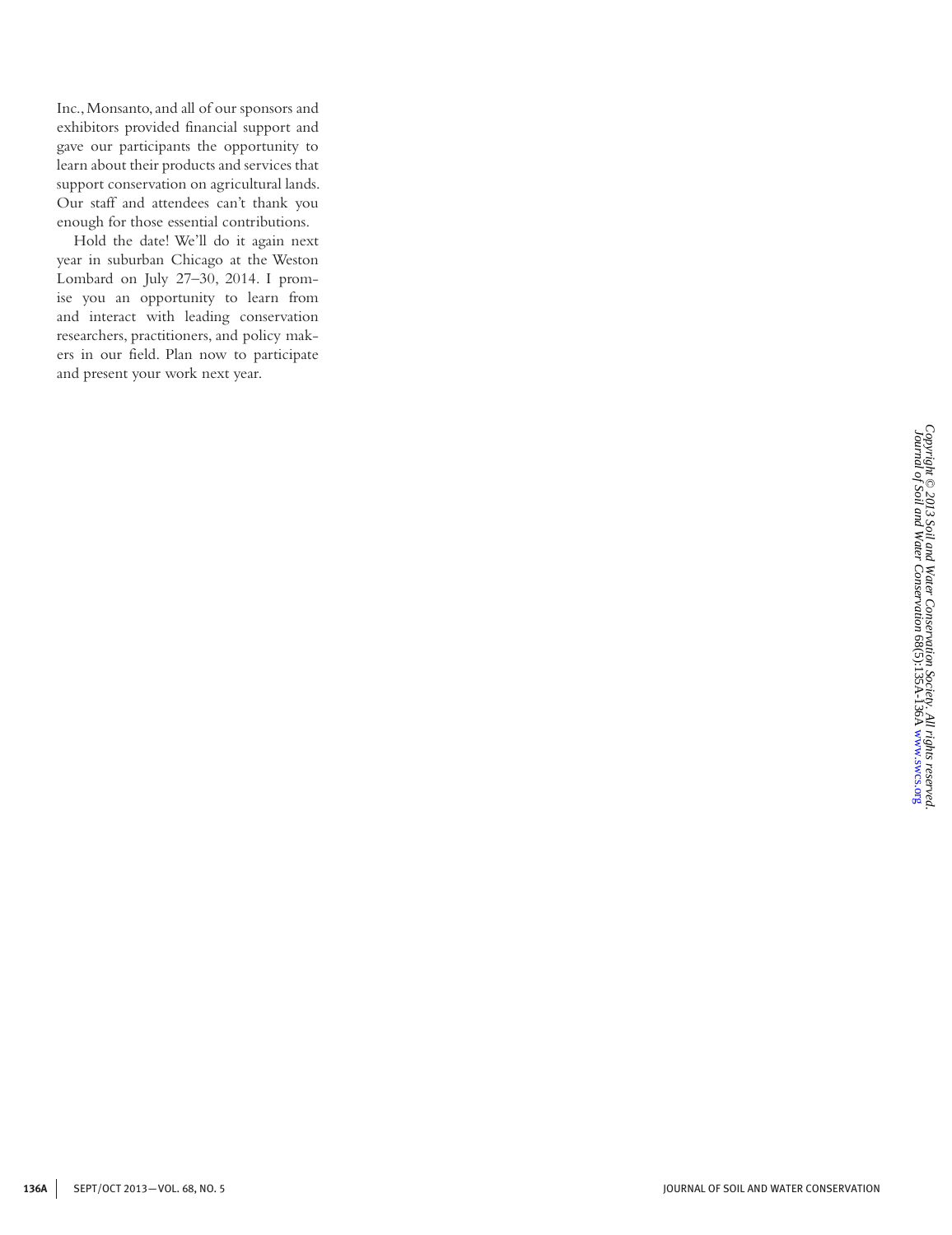Inc., Monsanto, and all of our sponsors and exhibitors provided financial support and gave our participants the opportunity to learn about their products and services that support conservation on agricultural lands. Our staff and attendees can't thank you enough for those essential contributions.

Hold the date! We'll do it again next year in suburban Chicago at the Weston Lombard on July 27–30, 2014. I promise you an opportunity to learn from and interact with leading conservation researchers, practitioners, and policy makers in our field. Plan now to participate and present your work next year.